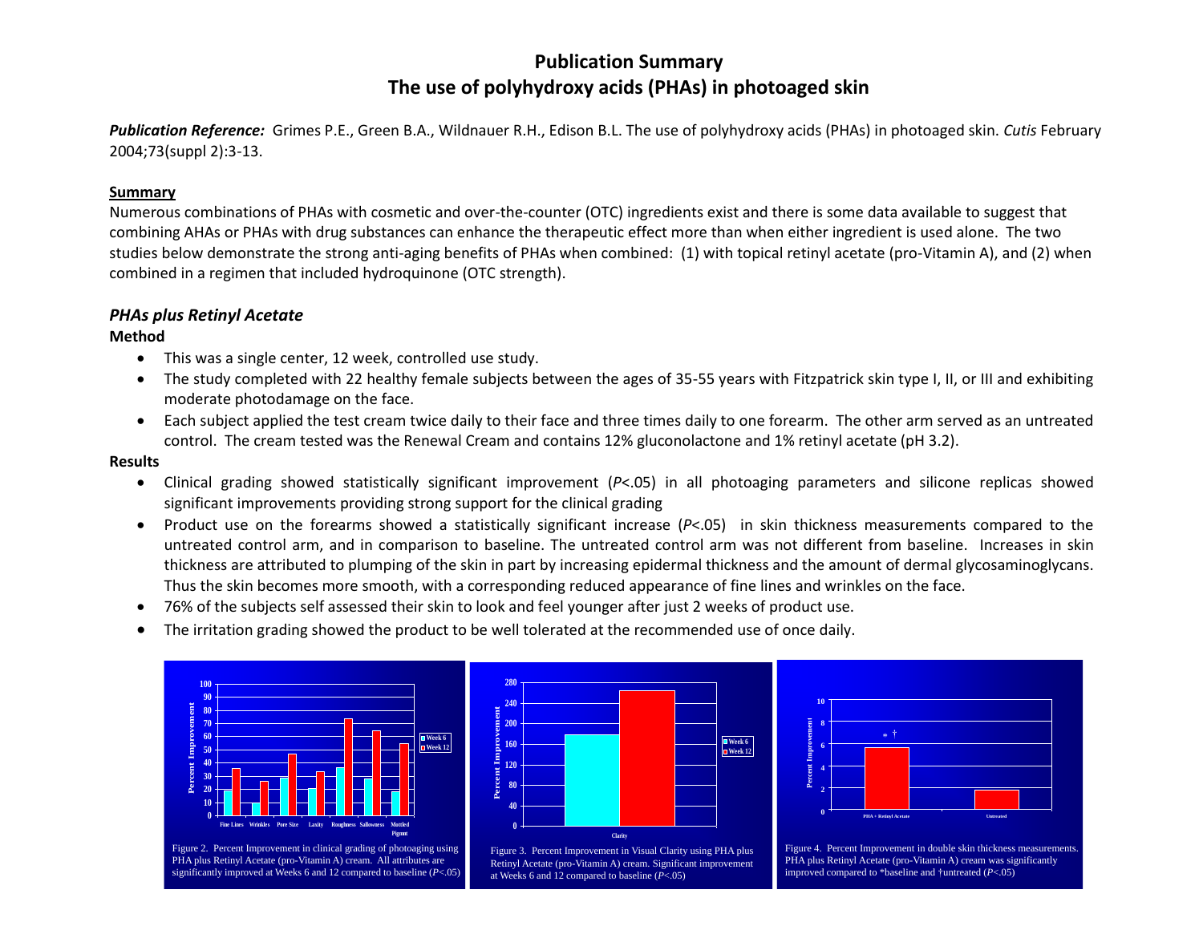# Publication Summary
## The use of polyhydroxy acids (PHAs) in photoaged skin

***Publication Reference:*** Grimes P.E., Green B.A., Wildnauer R.H., Edison B.L. The use of polyhydroxy acids (PHAs) in photoaged skin. *Cutis* February 2004;73(suppl 2):3-13.

**Summary**

Numerous combinations of PHAs with cosmetic and over-the-counter (OTC) ingredients exist and there is some data available to suggest that combining AHAs or PHAs with drug substances can enhance the therapeutic effect more than when either ingredient is used alone. The two studies below demonstrate the strong anti-aging benefits of PHAs when combined: (1) with topical retinyl acetate (pro-Vitamin A), and (2) when combined in a regimen that included hydroquinone (OTC strength).

### *PHAs plus Retinyl Acetate*

**Method**

- This was a single center, 12 week, controlled use study.
- The study completed with 22 healthy female subjects between the ages of 35-55 years with Fitzpatrick skin type I, II, or III and exhibiting moderate photodamage on the face.
- Each subject applied the test cream twice daily to their face and three times daily to one forearm. The other arm served as an untreated control. The cream tested was the Renewal Cream and contains 12% gluconolactone and 1% retinyl acetate (pH 3.2).

**Results**

- Clinical grading showed statistically significant improvement ($P<.05$) in all photoaging parameters and silicone replicas showed significant improvements providing strong support for the clinical grading
- Product use on the forearms showed a statistically significant increase ($P<.05$) in skin thickness measurements compared to the untreated control arm, and in comparison to baseline. The untreated control arm was not different from baseline. Increases in skin thickness are attributed to plumping of the skin in part by increasing epidermal thickness and the amount of dermal glycosaminoglycans. Thus the skin becomes more smooth, with a corresponding reduced appearance of fine lines and wrinkles on the face.
- 76% of the subjects self assessed their skin to look and feel younger after just 2 weeks of product use.
- The irritation grading showed the product to be well tolerated at the recommended use of once daily.

Figure 2. Percent Improvement in clinical grading of photoaging using PHA plus Retinyl Acetate (pro-Vitamin A) cream. All attributes are significantly improved at Weeks 6 and 12 compared to baseline ($P<.05$)

Figure 3. Percent Improvement in Visual Clarity using PHA plus Retinyl Acetate (pro-Vitamin A) cream. Significant improvement at Weeks 6 and 12 compared to baseline ($P<.05$)

Figure 4. Percent Improvement in double skin thickness measurements. PHA plus Retinyl Acetate (pro-Vitamin A) cream was significantly improved compared to *baseline and †untreated ($P<.05$)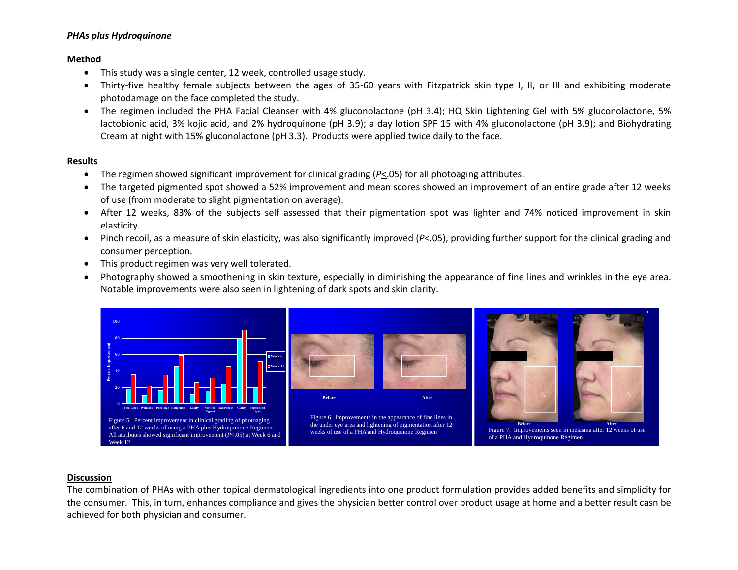*PHAs plus Hydroquinone*

**Method**

- This study was a single center, 12 week, controlled usage study.
- Thirty-five healthy female subjects between the ages of 35-60 years with Fitzpatrick skin type I, II, or III and exhibiting moderate photodamage on the face completed the study.
- The regimen included the PHA Facial Cleanser with 4% gluconolactone (pH 3.4); HQ Skin Lightening Gel with 5% gluconolactone, 5% lactobionic acid, 3% kojic acid, and 2% hydroquinone (pH 3.9); a day lotion SPF 15 with 4% gluconolactone (pH 3.9); and Biohydrating Cream at night with 15% gluconolactone (pH 3.3). Products were applied twice daily to the face.

**Results**

- The regimen showed significant improvement for clinical grading ($P \leq .05$) for all photoaging attributes.
- The targeted pigmented spot showed a 52% improvement and mean scores showed an improvement of an entire grade after 12 weeks of use (from moderate to slight pigmentation on average).
- After 12 weeks, 83% of the subjects self assessed that their pigmentation spot was lighter and 74% noticed improvement in skin elasticity.
- Pinch recoil, as a measure of skin elasticity, was also significantly improved ($P \leq .05$), providing further support for the clinical grading and consumer perception.
- This product regimen was very well tolerated.
- Photography showed a smoothening in skin texture, especially in diminishing the appearance of fine lines and wrinkles in the eye area. Notable improvements were also seen in lightening of dark spots and skin clarity.

Percent Improvement
100
80
60
40
20
0
Fine Lines Wrinkles Pore Size Roughness Laxity Mottled Pigment Sallowness Clarity Pigmented Spot
Week 6
Week 12

Figure 5. Percent improvement in clinical grading of photoaging after 6 and 12 weeks of using a PHA plus Hydroquinone Regimen. All attributes showed significant improvement ($P \leq .05$) at Week 6 and Week 12

Before After

Figure 6. Improvements in the appearance of fine lines in the under eye area and lightening of pigmentation after 12 weeks of use of a PHA and Hydroquinone Regimen

Before After

Figure 7. Improvements seen in melasma after 12 weeks of use of a PHA and Hydroquinone Regimen

**Discussion**

The combination of PHAs with other topical dermatological ingredients into one product formulation provides added benefits and simplicity for the consumer. This, in turn, enhances compliance and gives the physician better control over product usage at home and a better result casn be achieved for both physician and consumer.